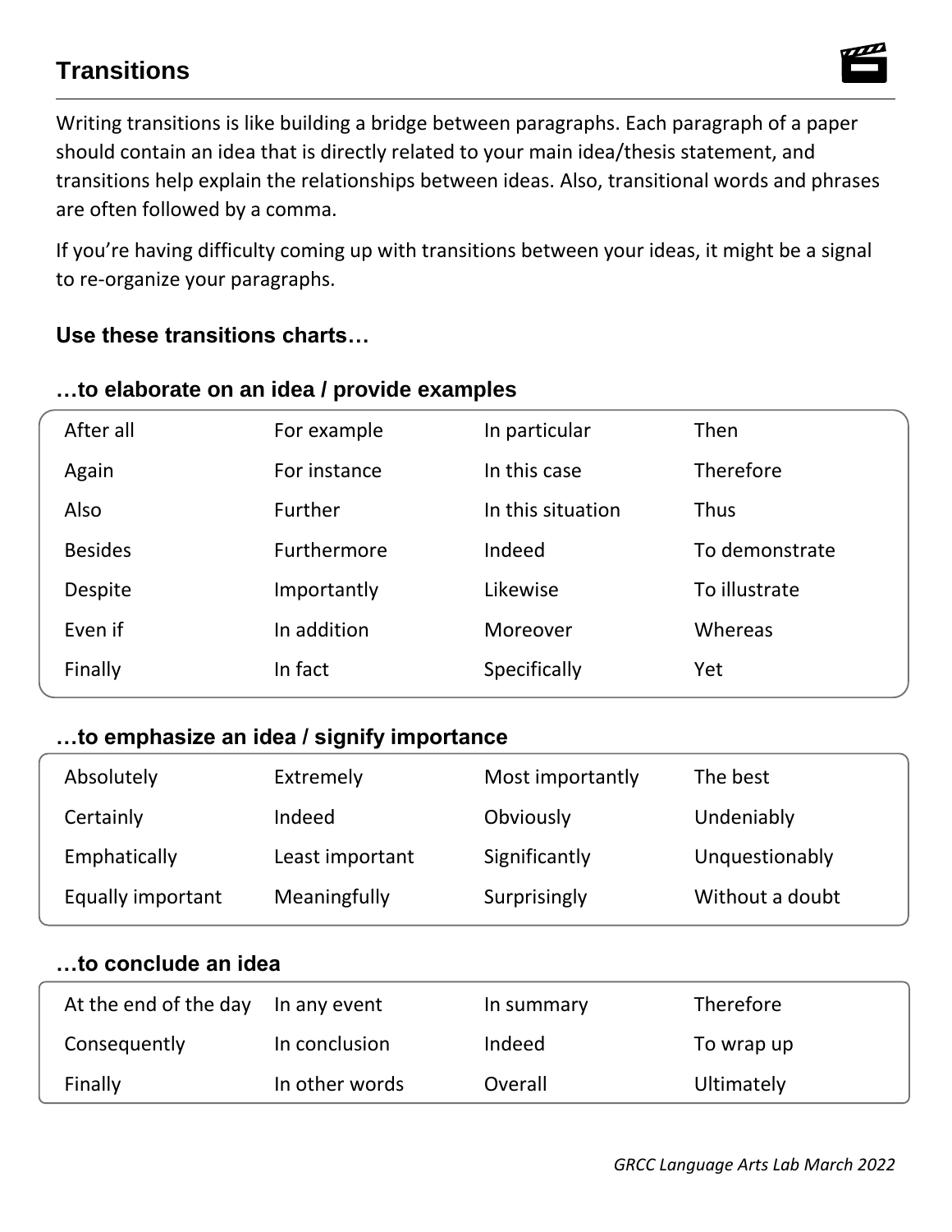# Transitions

Writing transitions is like building a bridge between paragraphs. Each paragraph of a paper should contain an idea that is directly related to your main idea/thesis statement, and transitions help explain the relationships between ideas. Also, transitional words and phrases are often followed by a comma.

If you're having difficulty coming up with transitions between your ideas, it might be a signal to re-organize your paragraphs.

### Use these transitions charts…

### …to elaborate on an idea / provide examples

| | | | |
|---|---|---|---|
| After all | For example | In particular | Then |
| Again | For instance | In this case | Therefore |
| Also | Further | In this situation | Thus |
| Besides | Furthermore | Indeed | To demonstrate |
| Despite | Importantly | Likewise | To illustrate |
| Even if | In addition | Moreover | Whereas |
| Finally | In fact | Specifically | Yet |

### …to emphasize an idea / signify importance

| | | | |
|---|---|---|---|
| Absolutely | Extremely | Most importantly | The best |
| Certainly | Indeed | Obviously | Undeniably |
| Emphatically | Least important | Significantly | Unquestionably |
| Equally important | Meaningfully | Surprisingly | Without a doubt |

### …to conclude an idea

| | | | |
|---|---|---|---|
| At the end of the day | In any event | In summary | Therefore |
| Consequently | In conclusion | Indeed | To wrap up |
| Finally | In other words | Overall | Ultimately |

*GRCC Language Arts Lab March 2022*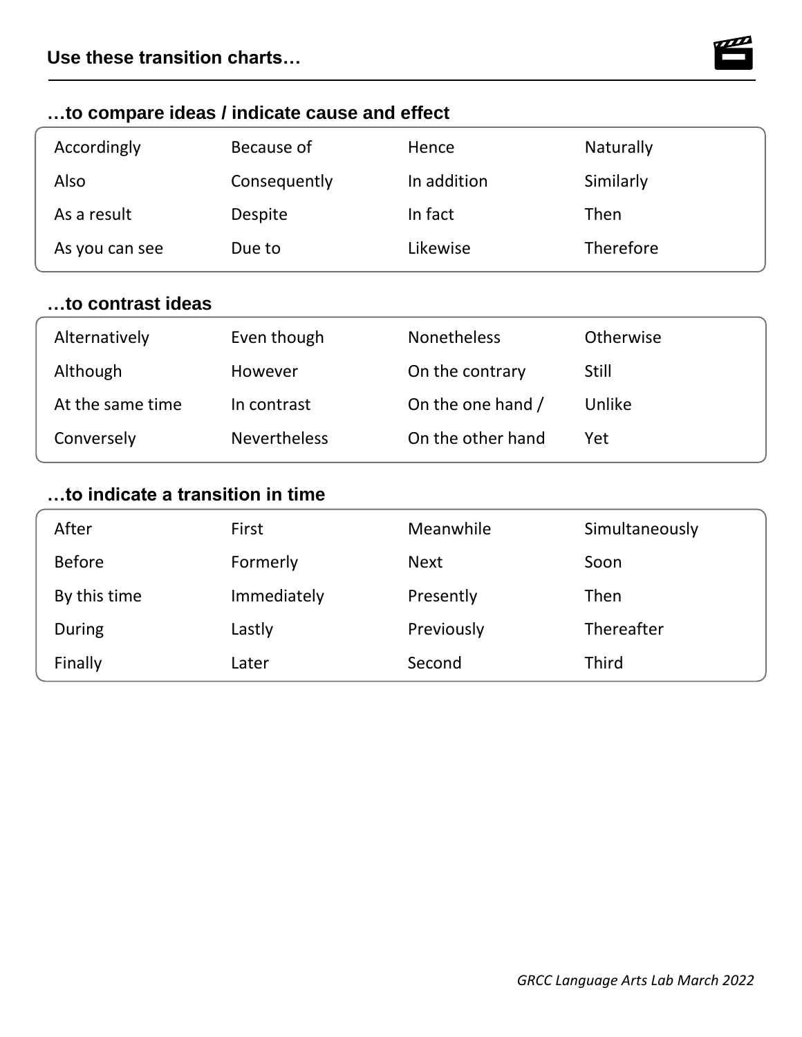## Use these transition charts…

### …to compare ideas / indicate cause and effect

| | | | |
|---|---|---|---|
| Accordingly | Because of | Hence | Naturally |
| Also | Consequently | In addition | Similarly |
| As a result | Despite | In fact | Then |
| As you can see | Due to | Likewise | Therefore |

### …to contrast ideas

| | | | |
|---|---|---|---|
| Alternatively | Even though | Nonetheless | Otherwise |
| Although | However | On the contrary | Still |
| At the same time | In contrast | On the one hand / | Unlike |
| Conversely | Nevertheless | On the other hand | Yet |

### …to indicate a transition in time

| | | | |
|---|---|---|---|
| After | First | Meanwhile | Simultaneously |
| Before | Formerly | Next | Soon |
| By this time | Immediately | Presently | Then |
| During | Lastly | Previously | Thereafter |
| Finally | Later | Second | Third |

*GRCC Language Arts Lab March 2022*